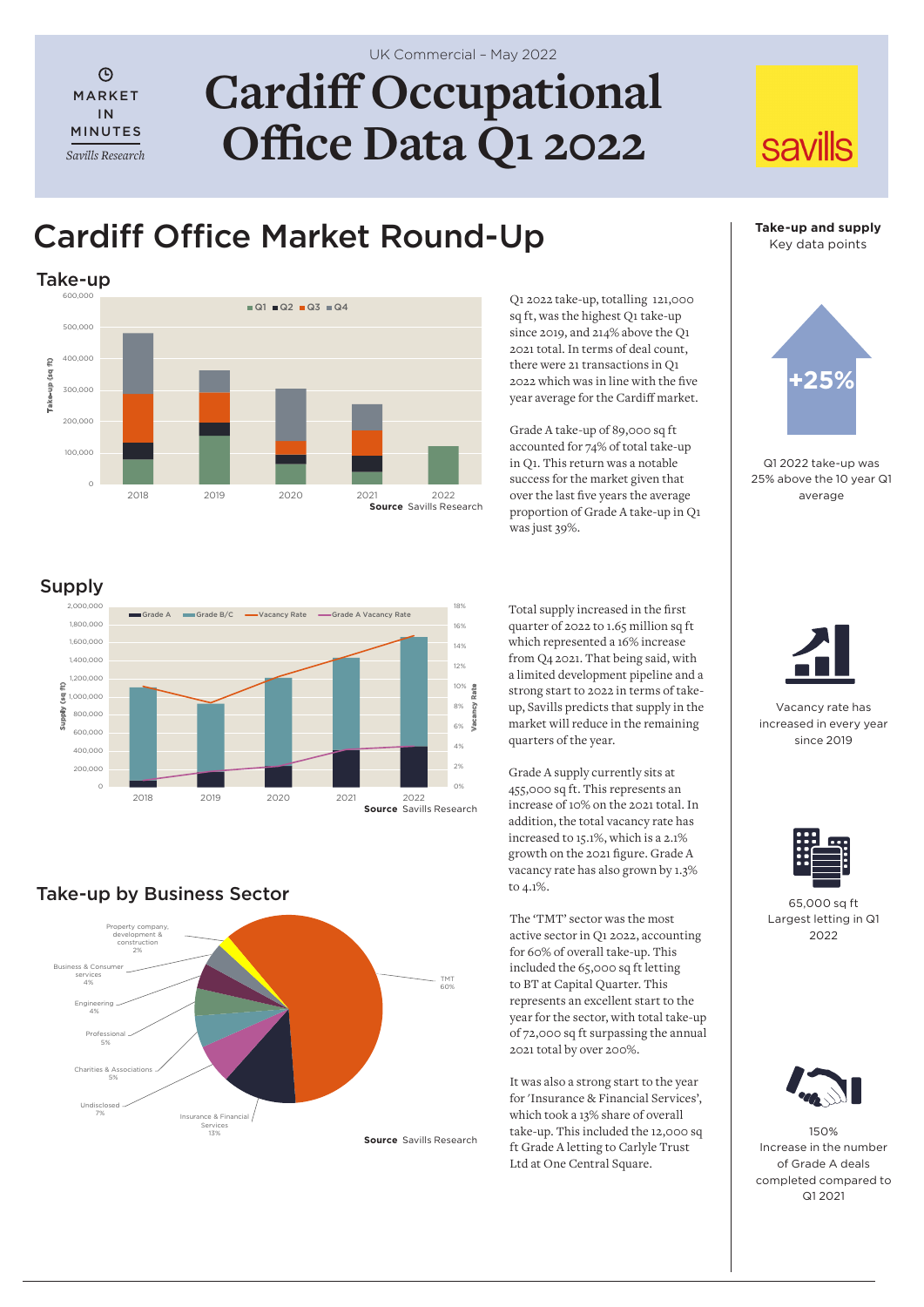UK Commercial – May 2022

MARKET IN MINUTES

*Savills Research*

# Cardiff Occupational Office Data Q1 2022

savills

## Cardiff Office Market Round-Up

### Take-up

Source Savills Research

Q1 2022 take-up, totalling 121,000 sq ft, was the highest Q1 take-up since 2019, and 214% above the Q1 2021 total. In terms of deal count, there were 21 transactions in Q1 2022 which was in line with the five year average for the Cardiff market.

Grade A take-up of 89,000 sq ft accounted for 74% of total take-up in Q1. This return was a notable success for the market given that over the last five years the average proportion of Grade A take-up in Q1 was just 39%.

### Supply

Source Savills Research

Total supply increased in the first quarter of 2022 to 1.65 million sq ft which represented a 16% increase from Q4 2021. That being said, with a limited development pipeline and a strong start to 2022 in terms of take-up, Savills predicts that supply in the market will reduce in the remaining quarters of the year.

Grade A supply currently sits at 455,000 sq ft. This represents an increase of 10% on the 2021 total. In addition, the total vacancy rate has increased to 15.1%, which is a 2.1% growth on the 2021 figure. Grade A vacancy rate has also grown by 1.3% to 4.1%.

### Take-up by Business Sector

Source Savills Research

The 'TMT' sector was the most active sector in Q1 2022, accounting for 60% of overall take-up. This included the 65,000 sq ft letting to BT at Capital Quarter. This represents an excellent start to the year for the sector, with total take-up of 72,000 sq ft surpassing the annual 2021 total by over 200%.

It was also a strong start to the year for 'Insurance & Financial Services', which took a 13% share of overall take-up. This included the 12,000 sq ft Grade A letting to Carlyle Trust Ltd at One Central Square.

**Take-up and supply**

Key data points

+25%

Q1 2022 take-up was 25% above the 10 year Q1 average

Vacancy rate has increased in every year since 2019

65,000 sq ft Largest letting in Q1 2022

150% Increase in the number of Grade A deals completed compared to Q1 2021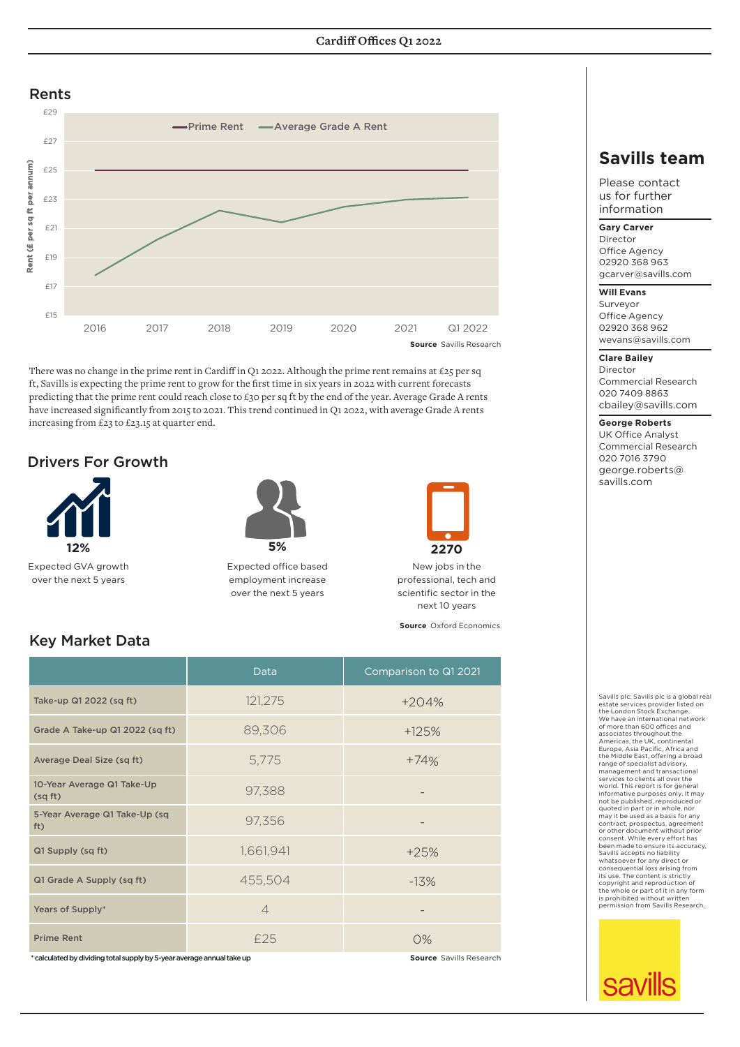## Rents

Prime Rent — Average Grade A Rent

£29
£27
£25
£23
£21
£19
£17
£15

Rent (£ per sq ft per annum)

2016 2017 2018 2019 2020 2021 Q1 2022

**Source** Savills Research

There was no change in the prime rent in Cardiff in Q1 2022. Although the prime rent remains at £25 per sq ft, Savills is expecting the prime rent to grow for the first time in six years in 2022 with current forecasts predicting that the prime rent could reach close to £30 per sq ft by the end of the year. Average Grade A rents have increased significantly from 2015 to 2021. This trend continued in Q1 2022, with average Grade A rents increasing from £23 to £23.15 at quarter end.

## Drivers For Growth

**12%**
Expected GVA growth over the next 5 years

**5%**
Expected office based employment increase over the next 5 years

**2270**
New jobs in the professional, tech and scientific sector in the next 10 years

**Source** Oxford Economics

## Key Market Data

| | Data | Comparison to Q1 2021 |
|---|---|---|
| Take-up Q1 2022 (sq ft) | 121,275 | +204% |
| Grade A Take-up Q1 2022 (sq ft) | 89,306 | +125% |
| Average Deal Size (sq ft) | 5,775 | +74% |
| 10-Year Average Q1 Take-Up (sq ft) | 97,388 | - |
| 5-Year Average Q1 Take-Up (sq ft) | 97,356 | - |
| Q1 Supply (sq ft) | 1,661,941 | +25% |
| Q1 Grade A Supply (sq ft) | 455,504 | -13% |
| Years of Supply* | 4 | - |
| Prime Rent | £25 | 0% |

\* calculated by dividing total supply by 5-year average annual take up

**Source** Savills Research

## Savills team

Please contact us for further information

**Gary Carver**
Director
Office Agency
02920 368 963
gcarver@savills.com

**Will Evans**
Surveyor
Office Agency
02920 368 962
wevans@savills.com

**Clare Bailey**
Director
Commercial Research
020 7409 8863
cbailey@savills.com

**George Roberts**
UK Office Analyst
Commercial Research
020 7016 3790
george.roberts@savills.com

Savills plc: Savills plc is a global real estate services provider listed on the London Stock Exchange. We have an international network of more than 600 offices and associates throughout the Americas, the UK, continental Europe, Asia Pacific, Africa and the Middle East, offering a broad range of specialist advisory, management and transactional services to clients all over the world. This report is for general informative purposes only. It may not be published, reproduced or quoted in part or in whole, nor may it be used as a basis for any contract, prospectus, agreement or other document without prior consent. While every effort has been made to ensure its accuracy, Savills accepts no liability whatsoever for any direct or consequential loss arising from its use. The content is strictly copyright and reproduction of the whole or part of it in any form is prohibited without written permission from Savills Research.

savills